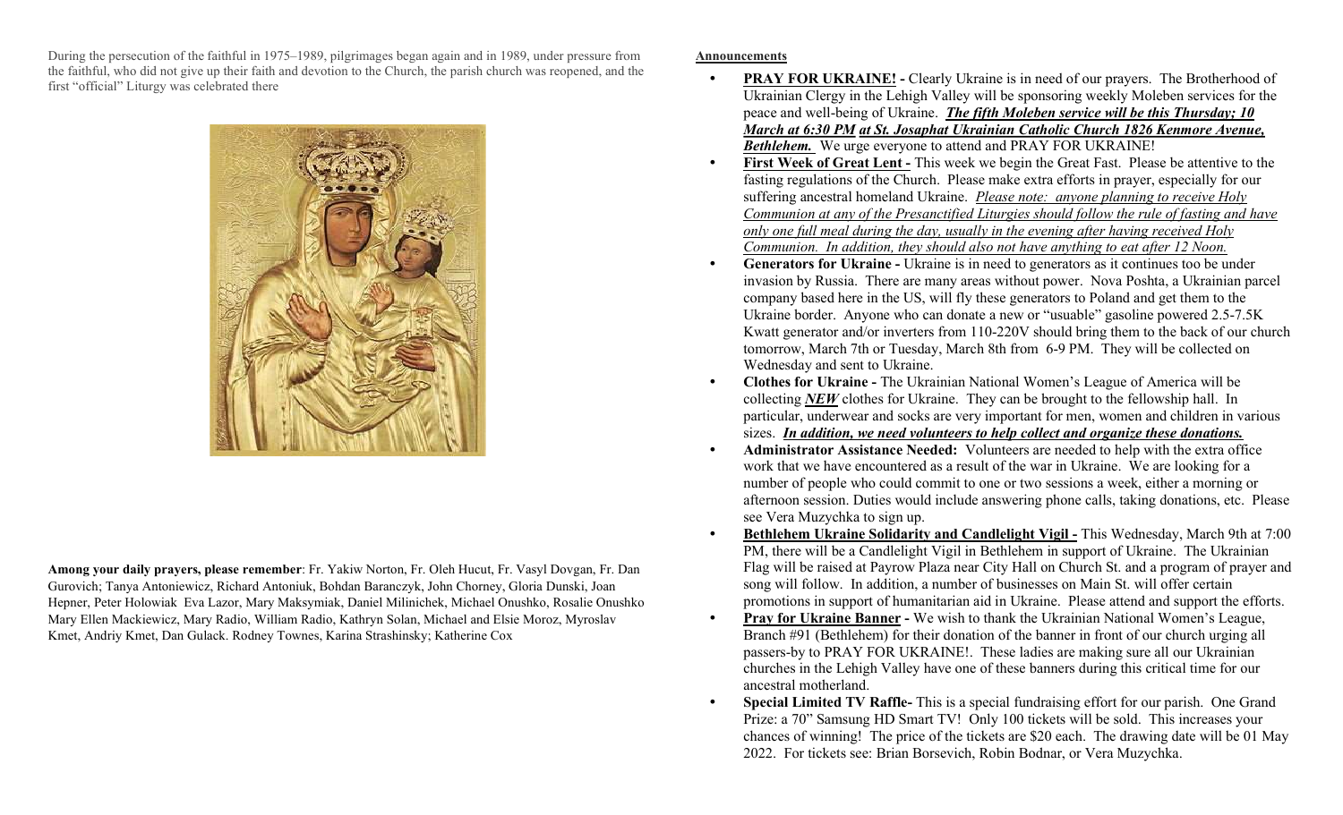During the persecution of the faithful in 1975–1989, pilgrimages began again and in 1989, under pressure from the faithful, who did not give up their faith and devotion to the Church, the parish church was reopened, and the first "official" Liturgy was celebrated there

**Among your daily prayers, please remember**: Fr. Yakiw Norton, Fr. Oleh Hucut, Fr. Vasyl Dovgan, Fr. Dan Gurovich; Tanya Antoniewicz, Richard Antoniuk, Bohdan Baranczyk, John Chorney, Gloria Dunski, Joan Hepner, Peter Holowiak Eva Lazor, Mary Maksymiak, Daniel Milinichek, Michael Onushko, Rosalie Onushko Mary Ellen Mackiewicz, Mary Radio, William Radio, Kathryn Solan, Michael and Elsie Moroz, Myroslav Kmet, Andriy Kmet, Dan Gulack. Rodney Townes, Karina Strashinsky; Katherine Cox

**Announcements**

- **PRAY FOR UKRAINE! -** Clearly Ukraine is in need of our prayers. The Brotherhood of Ukrainian Clergy in the Lehigh Valley will be sponsoring weekly Moleben services for the peace and well-being of Ukraine. ***The fifth Moleben service will be this Thursday; 10 March at 6:30 PM at St. Josaphat Ukrainian Catholic Church 1826 Kenmore Avenue, Bethlehem.*** We urge everyone to attend and PRAY FOR UKRAINE!
- **First Week of Great Lent -** This week we begin the Great Fast. Please be attentive to the fasting regulations of the Church. Please make extra efforts in prayer, especially for our suffering ancestral homeland Ukraine. *Please note: anyone planning to receive Holy Communion at any of the Presanctified Liturgies should follow the rule of fasting and have only one full meal during the day, usually in the evening after having received Holy Communion. In addition, they should also not have anything to eat after 12 Noon.*
- **Generators for Ukraine -** Ukraine is in need to generators as it continues too be under invasion by Russia. There are many areas without power. Nova Poshta, a Ukrainian parcel company based here in the US, will fly these generators to Poland and get them to the Ukraine border. Anyone who can donate a new or "usuable" gasoline powered 2.5-7.5K Kwatt generator and/or inverters from 110-220V should bring them to the back of our church tomorrow, March 7th or Tuesday, March 8th from 6-9 PM. They will be collected on Wednesday and sent to Ukraine.
- **Clothes for Ukraine -** The Ukrainian National Women's League of America will be collecting ***NEW*** clothes for Ukraine. They can be brought to the fellowship hall. In particular, underwear and socks are very important for men, women and children in various sizes. ***In addition, we need volunteers to help collect and organize these donations.***
- **Administrator Assistance Needed:** Volunteers are needed to help with the extra office work that we have encountered as a result of the war in Ukraine. We are looking for a number of people who could commit to one or two sessions a week, either a morning or afternoon session. Duties would include answering phone calls, taking donations, etc. Please see Vera Muzychka to sign up.
- **Bethlehem Ukraine Solidarity and Candlelight Vigil -** This Wednesday, March 9th at 7:00 PM, there will be a Candlelight Vigil in Bethlehem in support of Ukraine. The Ukrainian Flag will be raised at Payrow Plaza near City Hall on Church St. and a program of prayer and song will follow. In addition, a number of businesses on Main St. will offer certain promotions in support of humanitarian aid in Ukraine. Please attend and support the efforts.
- **Pray for Ukraine Banner -** We wish to thank the Ukrainian National Women's League, Branch #91 (Bethlehem) for their donation of the banner in front of our church urging all passers-by to PRAY FOR UKRAINE!. These ladies are making sure all our Ukrainian churches in the Lehigh Valley have one of these banners during this critical time for our ancestral motherland.
- **Special Limited TV Raffle-** This is a special fundraising effort for our parish. One Grand Prize: a 70" Samsung HD Smart TV! Only 100 tickets will be sold. This increases your chances of winning! The price of the tickets are $20 each. The drawing date will be 01 May 2022. For tickets see: Brian Borsevich, Robin Bodnar, or Vera Muzychka.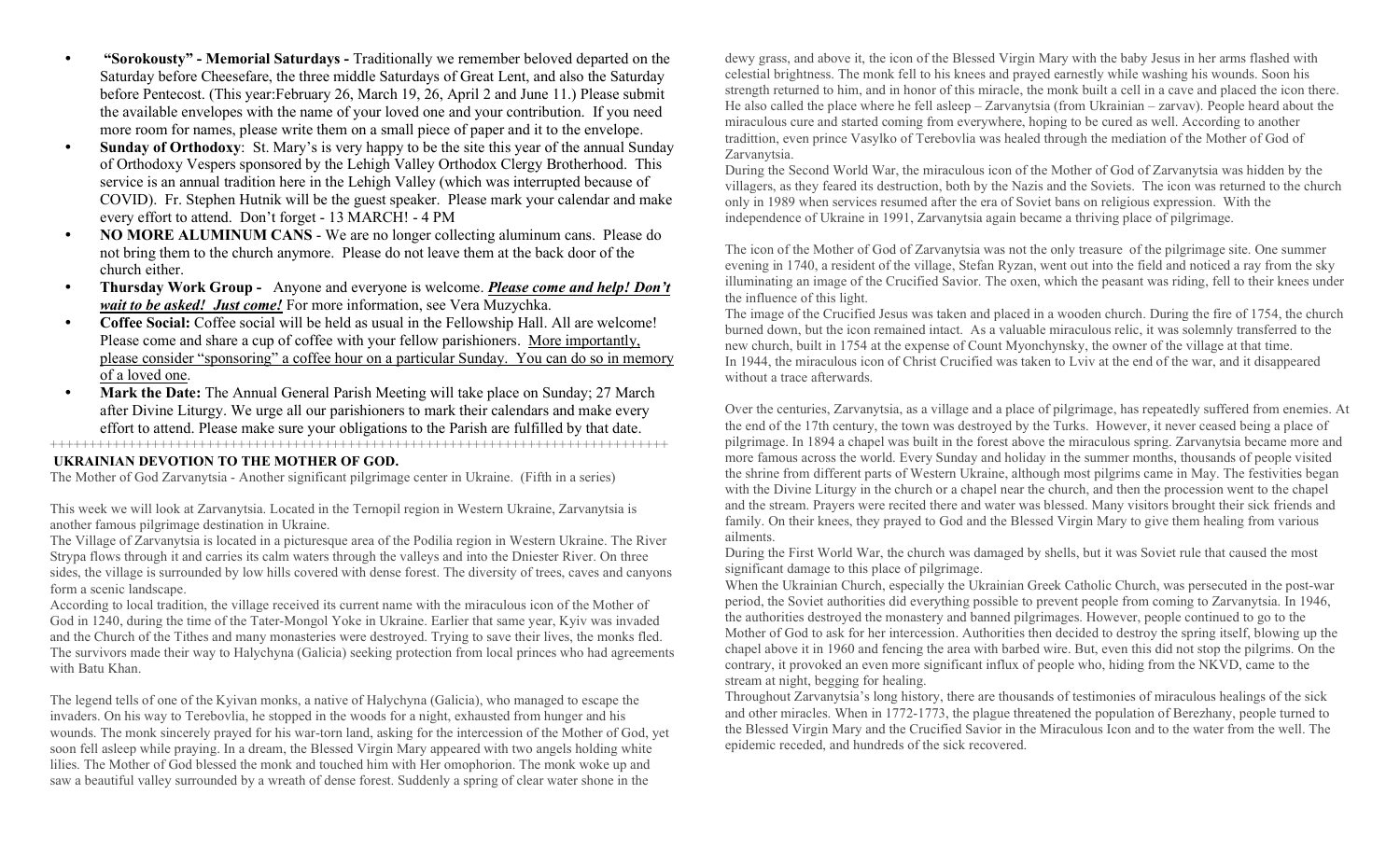- **"Sorokousty" - Memorial Saturdays -** Traditionally we remember beloved departed on the Saturday before Cheesefare, the three middle Saturdays of Great Lent, and also the Saturday before Pentecost. (This year:February 26, March 19, 26, April 2 and June 11.) Please submit the available envelopes with the name of your loved one and your contribution. If you need more room for names, please write them on a small piece of paper and it to the envelope.
- **Sunday of Orthodoxy**: St. Mary's is very happy to be the site this year of the annual Sunday of Orthodoxy Vespers sponsored by the Lehigh Valley Orthodox Clergy Brotherhood. This service is an annual tradition here in the Lehigh Valley (which was interrupted because of COVID). Fr. Stephen Hutnik will be the guest speaker. Please mark your calendar and make every effort to attend. Don't forget - 13 MARCH! - 4 PM
- **NO MORE ALUMINUM CANS** - We are no longer collecting aluminum cans. Please do not bring them to the church anymore. Please do not leave them at the back door of the church either.
- **Thursday Work Group -** Anyone and everyone is welcome. ***Please come and help! Don't wait to be asked! Just come!*** For more information, see Vera Muzychka.
- **Coffee Social:** Coffee social will be held as usual in the Fellowship Hall. All are welcome! Please come and share a cup of coffee with your fellow parishioners. More importantly, please consider "sponsoring" a coffee hour on a particular Sunday. You can do so in memory of a loved one.
- **Mark the Date:** The Annual General Parish Meeting will take place on Sunday; 27 March after Divine Liturgy. We urge all our parishioners to mark their calendars and make every effort to attend. Please make sure your obligations to the Parish are fulfilled by that date.

++++++++++++++++++++++++++++++++++++++++++++++++++++++++++++++++++++++++++++++++

**UKRAINIAN DEVOTION TO THE MOTHER OF GOD.**

The Mother of God Zarvanytsia - Another significant pilgrimage center in Ukraine. (Fifth in a series)

This week we will look at Zarvanytsia. Located in the Ternopil region in Western Ukraine, Zarvanytsia is another famous pilgrimage destination in Ukraine.

The Village of Zarvanytsia is located in a picturesque area of the Podilia region in Western Ukraine. The River Strypa flows through it and carries its calm waters through the valleys and into the Dniester River. On three sides, the village is surrounded by low hills covered with dense forest. The diversity of trees, caves and canyons form a scenic landscape.

According to local tradition, the village received its current name with the miraculous icon of the Mother of God in 1240, during the time of the Tater-Mongol Yoke in Ukraine. Earlier that same year, Kyiv was invaded and the Church of the Tithes and many monasteries were destroyed. Trying to save their lives, the monks fled. The survivors made their way to Halychyna (Galicia) seeking protection from local princes who had agreements with Batu Khan.

The legend tells of one of the Kyivan monks, a native of Halychyna (Galicia), who managed to escape the invaders. On his way to Terebovlia, he stopped in the woods for a night, exhausted from hunger and his wounds. The monk sincerely prayed for his war-torn land, asking for the intercession of the Mother of God, yet soon fell asleep while praying. In a dream, the Blessed Virgin Mary appeared with two angels holding white lilies. The Mother of God blessed the monk and touched him with Her omophorion. The monk woke up and saw a beautiful valley surrounded by a wreath of dense forest. Suddenly a spring of clear water shone in the dewy grass, and above it, the icon of the Blessed Virgin Mary with the baby Jesus in her arms flashed with celestial brightness. The monk fell to his knees and prayed earnestly while washing his wounds. Soon his strength returned to him, and in honor of this miracle, the monk built a cell in a cave and placed the icon there. He also called the place where he fell asleep – Zarvanytsia (from Ukrainian – zarvav). People heard about the miraculous cure and started coming from everywhere, hoping to be cured as well. According to another traditition, even prince Vasylko of Terebovlia was healed through the mediation of the Mother of God of Zarvanytsia.

During the Second World War, the miraculous icon of the Mother of God of Zarvanytsia was hidden by the villagers, as they feared its destruction, both by the Nazis and the Soviets. The icon was returned to the church only in 1989 when services resumed after the era of Soviet bans on religious expression. With the independence of Ukraine in 1991, Zarvanytsia again became a thriving place of pilgrimage.

The icon of the Mother of God of Zarvanytsia was not the only treasure of the pilgrimage site. One summer evening in 1740, a resident of the village, Stefan Ryzan, went out into the field and noticed a ray from the sky illuminating an image of the Crucified Savior. The oxen, which the peasant was riding, fell to their knees under the influence of this light.

The image of the Crucified Jesus was taken and placed in a wooden church. During the fire of 1754, the church burned down, but the icon remained intact. As a valuable miraculous relic, it was solemnly transferred to the new church, built in 1754 at the expense of Count Myonchynsky, the owner of the village at that time.

In 1944, the miraculous icon of Christ Crucified was taken to Lviv at the end of the war, and it disappeared without a trace afterwards.

Over the centuries, Zarvanytsia, as a village and a place of pilgrimage, has repeatedly suffered from enemies. At the end of the 17th century, the town was destroyed by the Turks. However, it never ceased being a place of pilgrimage. In 1894 a chapel was built in the forest above the miraculous spring. Zarvanytsia became more and more famous across the world. Every Sunday and holiday in the summer months, thousands of people visited the shrine from different parts of Western Ukraine, although most pilgrims came in May. The festivities began with the Divine Liturgy in the church or a chapel near the church, and then the procession went to the chapel and the stream. Prayers were recited there and water was blessed. Many visitors brought their sick friends and family. On their knees, they prayed to God and the Blessed Virgin Mary to give them healing from various ailments.

During the First World War, the church was damaged by shells, but it was Soviet rule that caused the most significant damage to this place of pilgrimage.

When the Ukrainian Church, especially the Ukrainian Greek Catholic Church, was persecuted in the post-war period, the Soviet authorities did everything possible to prevent people from coming to Zarvanytsia. In 1946, the authorities destroyed the monastery and banned pilgrimages. However, people continued to go to the Mother of God to ask for her intercession. Authorities then decided to destroy the spring itself, blowing up the chapel above it in 1960 and fencing the area with barbed wire. But, even this did not stop the pilgrims. On the contrary, it provoked an even more significant influx of people who, hiding from the NKVD, came to the stream at night, begging for healing.

Throughout Zarvanytsia's long history, there are thousands of testimonies of miraculous healings of the sick and other miracles. When in 1772-1773, the plague threatened the population of Berezhany, people turned to the Blessed Virgin Mary and the Crucified Savior in the Miraculous Icon and to the water from the well. The epidemic receded, and hundreds of the sick recovered.